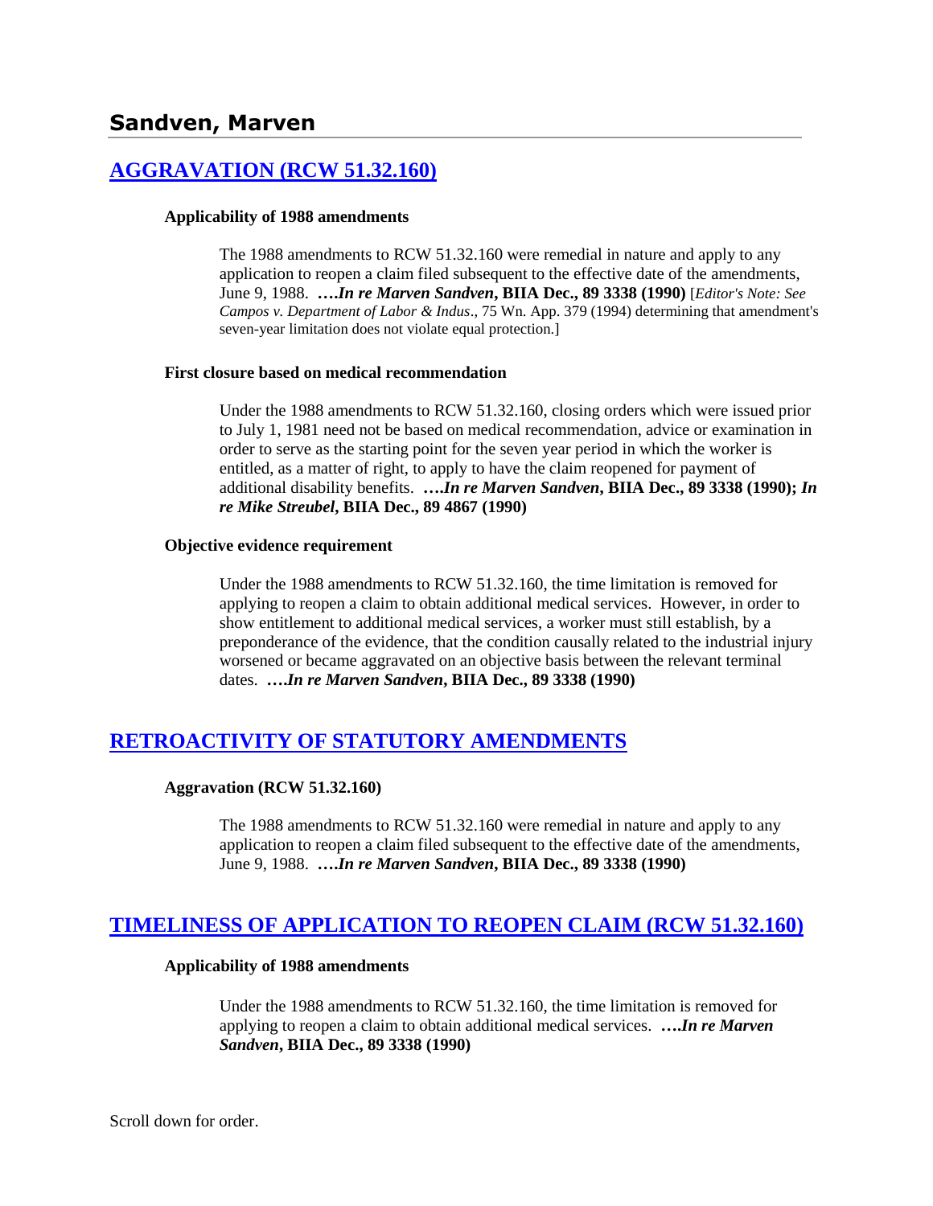## Sandven, Marven

### [AGGRAVATION (RCW 51.32.160)]

**Applicability of 1988 amendments**

The 1988 amendments to RCW 51.32.160 were remedial in nature and apply to any application to reopen a claim filed subsequent to the effective date of the amendments, June 9, 1988. ****….In re Marven Sandven*, BIIA Dec., 89 3338 (1990)** [*Editor's Note: See Campos v. Department of Labor & Indus*., 75 Wn. App. 379 (1994) determining that amendment's seven-year limitation does not violate equal protection.]

**First closure based on medical recommendation**

Under the 1988 amendments to RCW 51.32.160, closing orders which were issued prior to July 1, 1981 need not be based on medical recommendation, advice or examination in order to serve as the starting point for the seven year period in which the worker is entitled, as a matter of right, to apply to have the claim reopened for payment of additional disability benefits. ****….In re Marven Sandven*, BIIA Dec., 89 3338 (1990); *In re Mike Streubel*, BIIA Dec., 89 4867 (1990)**

**Objective evidence requirement**

Under the 1988 amendments to RCW 51.32.160, the time limitation is removed for applying to reopen a claim to obtain additional medical services. However, in order to show entitlement to additional medical services, a worker must still establish, by a preponderance of the evidence, that the condition causally related to the industrial injury worsened or became aggravated on an objective basis between the relevant terminal dates. ****….In re Marven Sandven*, BIIA Dec., 89 3338 (1990)**

### [RETROACTIVITY OF STATUTORY AMENDMENTS]

**Aggravation (RCW 51.32.160)**

The 1988 amendments to RCW 51.32.160 were remedial in nature and apply to any application to reopen a claim filed subsequent to the effective date of the amendments, June 9, 1988. ****….In re Marven Sandven*, BIIA Dec., 89 3338 (1990)**

### [TIMELINESS OF APPLICATION TO REOPEN CLAIM (RCW 51.32.160)]

**Applicability of 1988 amendments**

Under the 1988 amendments to RCW 51.32.160, the time limitation is removed for applying to reopen a claim to obtain additional medical services. ****….In re Marven Sandven*, BIIA Dec., 89 3338 (1990)**

Scroll down for order.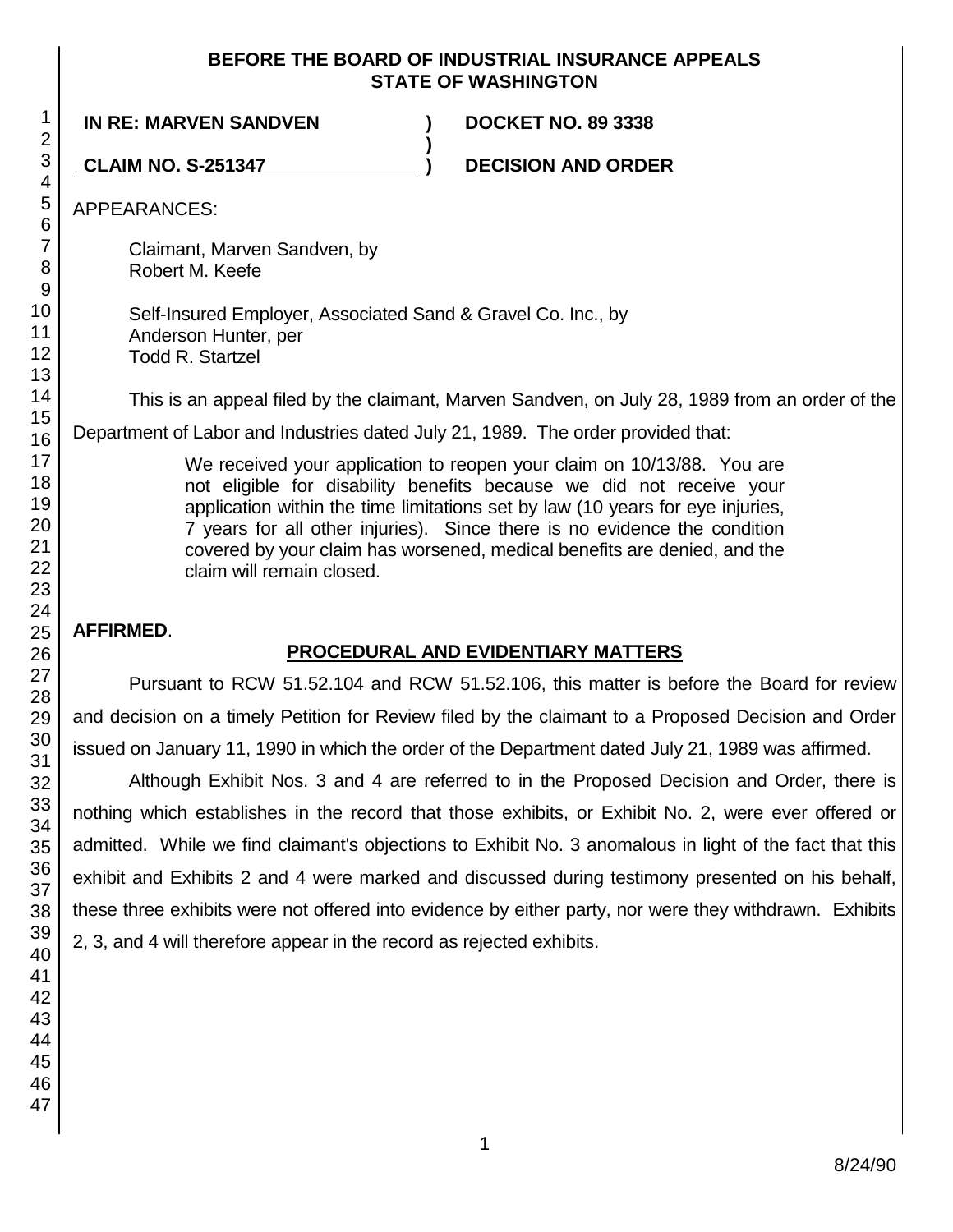**BEFORE THE BOARD OF INDUSTRIAL INSURANCE APPEALS**
**STATE OF WASHINGTON**

**IN RE: MARVEN SANDVEN** ) **DOCKET NO. 89 3338**
)
**CLAIM NO. S-251347** ) **DECISION AND ORDER**

APPEARANCES:

Claimant, Marven Sandven, by
Robert M. Keefe

Self-Insured Employer, Associated Sand & Gravel Co. Inc., by
Anderson Hunter, per
Todd R. Startzel

This is an appeal filed by the claimant, Marven Sandven, on July 28, 1989 from an order of the Department of Labor and Industries dated July 21, 1989. The order provided that:

> We received your application to reopen your claim on 10/13/88. You are not eligible for disability benefits because we did not receive your application within the time limitations set by law (10 years for eye injuries, 7 years for all other injuries). Since there is no evidence the condition covered by your claim has worsened, medical benefits are denied, and the claim will remain closed.

**AFFIRMED**.

## PROCEDURAL AND EVIDENTIARY MATTERS

Pursuant to RCW 51.52.104 and RCW 51.52.106, this matter is before the Board for review and decision on a timely Petition for Review filed by the claimant to a Proposed Decision and Order issued on January 11, 1990 in which the order of the Department dated July 21, 1989 was affirmed.

Although Exhibit Nos. 3 and 4 are referred to in the Proposed Decision and Order, there is nothing which establishes in the record that those exhibits, or Exhibit No. 2, were ever offered or admitted. While we find claimant's objections to Exhibit No. 3 anomalous in light of the fact that this exhibit and Exhibits 2 and 4 were marked and discussed during testimony presented on his behalf, these three exhibits were not offered into evidence by either party, nor were they withdrawn. Exhibits 2, 3, and 4 will therefore appear in the record as rejected exhibits.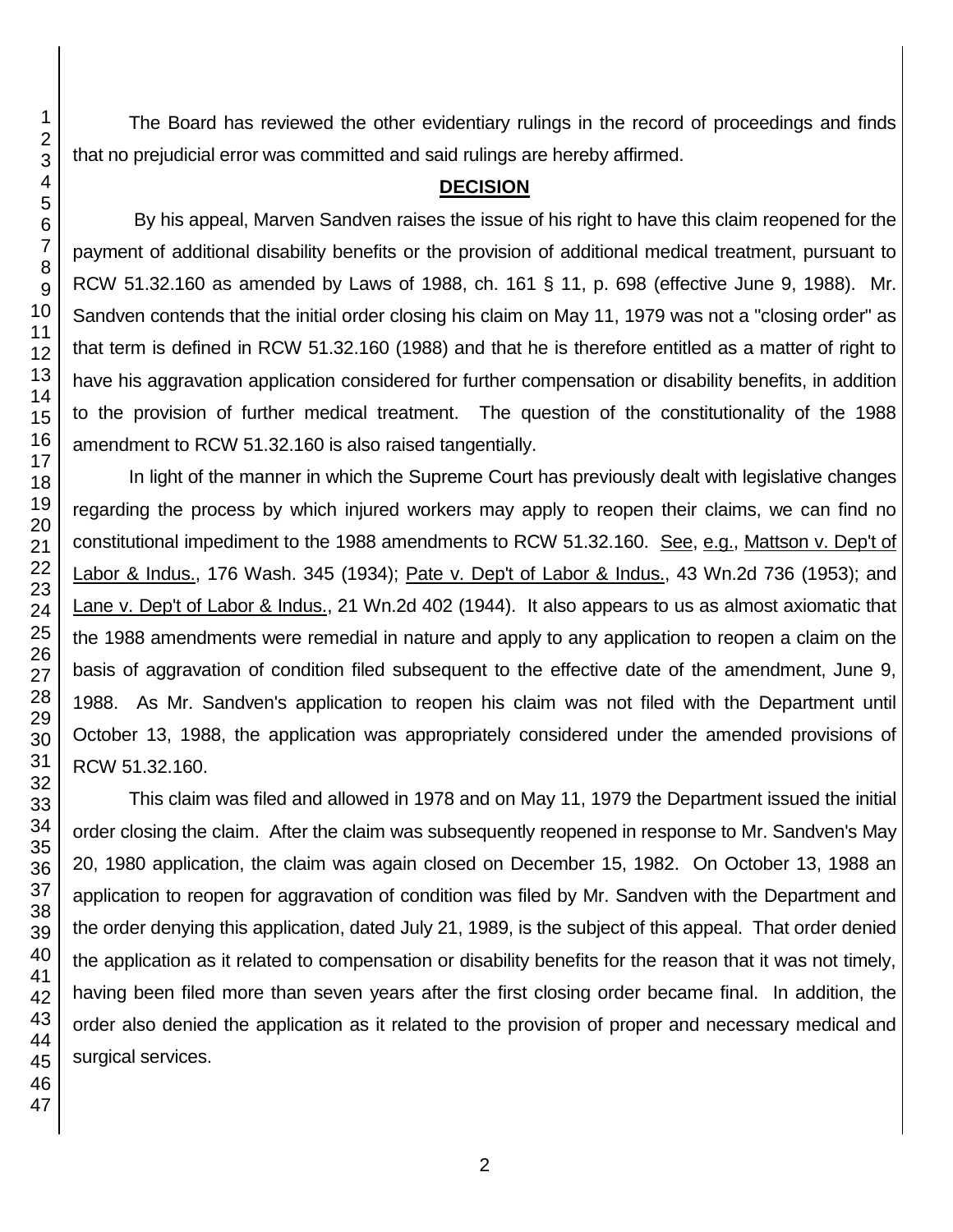The Board has reviewed the other evidentiary rulings in the record of proceedings and finds that no prejudicial error was committed and said rulings are hereby affirmed.

## DECISION

By his appeal, Marven Sandven raises the issue of his right to have this claim reopened for the payment of additional disability benefits or the provision of additional medical treatment, pursuant to RCW 51.32.160 as amended by Laws of 1988, ch. 161 § 11, p. 698 (effective June 9, 1988). Mr. Sandven contends that the initial order closing his claim on May 11, 1979 was not a "closing order" as that term is defined in RCW 51.32.160 (1988) and that he is therefore entitled as a matter of right to have his aggravation application considered for further compensation or disability benefits, in addition to the provision of further medical treatment. The question of the constitutionality of the 1988 amendment to RCW 51.32.160 is also raised tangentially.

In light of the manner in which the Supreme Court has previously dealt with legislative changes regarding the process by which injured workers may apply to reopen their claims, we can find no constitutional impediment to the 1988 amendments to RCW 51.32.160. See, e.g., Mattson v. Dep't of Labor & Indus., 176 Wash. 345 (1934); Pate v. Dep't of Labor & Indus., 43 Wn.2d 736 (1953); and Lane v. Dep't of Labor & Indus., 21 Wn.2d 402 (1944). It also appears to us as almost axiomatic that the 1988 amendments were remedial in nature and apply to any application to reopen a claim on the basis of aggravation of condition filed subsequent to the effective date of the amendment, June 9, 1988. As Mr. Sandven's application to reopen his claim was not filed with the Department until October 13, 1988, the application was appropriately considered under the amended provisions of RCW 51.32.160.

This claim was filed and allowed in 1978 and on May 11, 1979 the Department issued the initial order closing the claim. After the claim was subsequently reopened in response to Mr. Sandven's May 20, 1980 application, the claim was again closed on December 15, 1982. On October 13, 1988 an application to reopen for aggravation of condition was filed by Mr. Sandven with the Department and the order denying this application, dated July 21, 1989, is the subject of this appeal. That order denied the application as it related to compensation or disability benefits for the reason that it was not timely, having been filed more than seven years after the first closing order became final. In addition, the order also denied the application as it related to the provision of proper and necessary medical and surgical services.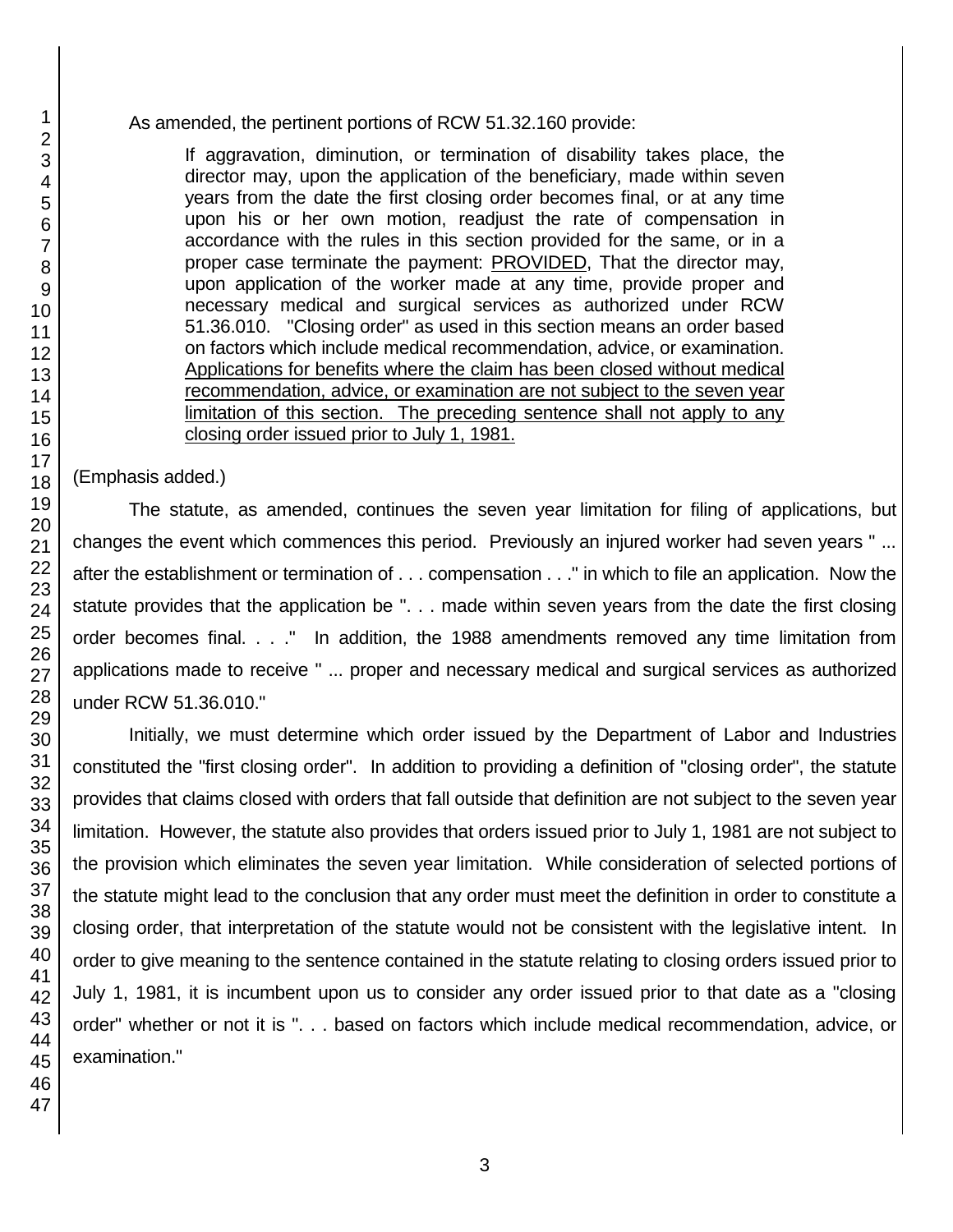As amended, the pertinent portions of RCW 51.32.160 provide:

> If aggravation, diminution, or termination of disability takes place, the director may, upon the application of the beneficiary, made within seven years from the date the first closing order becomes final, or at any time upon his or her own motion, readjust the rate of compensation in accordance with the rules in this section provided for the same, or in a proper case terminate the payment: <u>PROVIDED</u>, That the director may, upon application of the worker made at any time, provide proper and necessary medical and surgical services as authorized under RCW 51.36.010. "Closing order" as used in this section means an order based on factors which include medical recommendation, advice, or examination. <u>Applications for benefits where the claim has been closed without medical recommendation, advice, or examination are not subject to the seven year limitation of this section. The preceding sentence shall not apply to any closing order issued prior to July 1, 1981.</u>

(Emphasis added.)

The statute, as amended, continues the seven year limitation for filing of applications, but changes the event which commences this period. Previously an injured worker had seven years " ... after the establishment or termination of . . . compensation . . ." in which to file an application. Now the statute provides that the application be ". . . made within seven years from the date the first closing order becomes final. . . ." In addition, the 1988 amendments removed any time limitation from applications made to receive " ... proper and necessary medical and surgical services as authorized under RCW 51.36.010."

Initially, we must determine which order issued by the Department of Labor and Industries constituted the "first closing order". In addition to providing a definition of "closing order", the statute provides that claims closed with orders that fall outside that definition are not subject to the seven year limitation. However, the statute also provides that orders issued prior to July 1, 1981 are not subject to the provision which eliminates the seven year limitation. While consideration of selected portions of the statute might lead to the conclusion that any order must meet the definition in order to constitute a closing order, that interpretation of the statute would not be consistent with the legislative intent. In order to give meaning to the sentence contained in the statute relating to closing orders issued prior to July 1, 1981, it is incumbent upon us to consider any order issued prior to that date as a "closing order" whether or not it is ". . . based on factors which include medical recommendation, advice, or examination."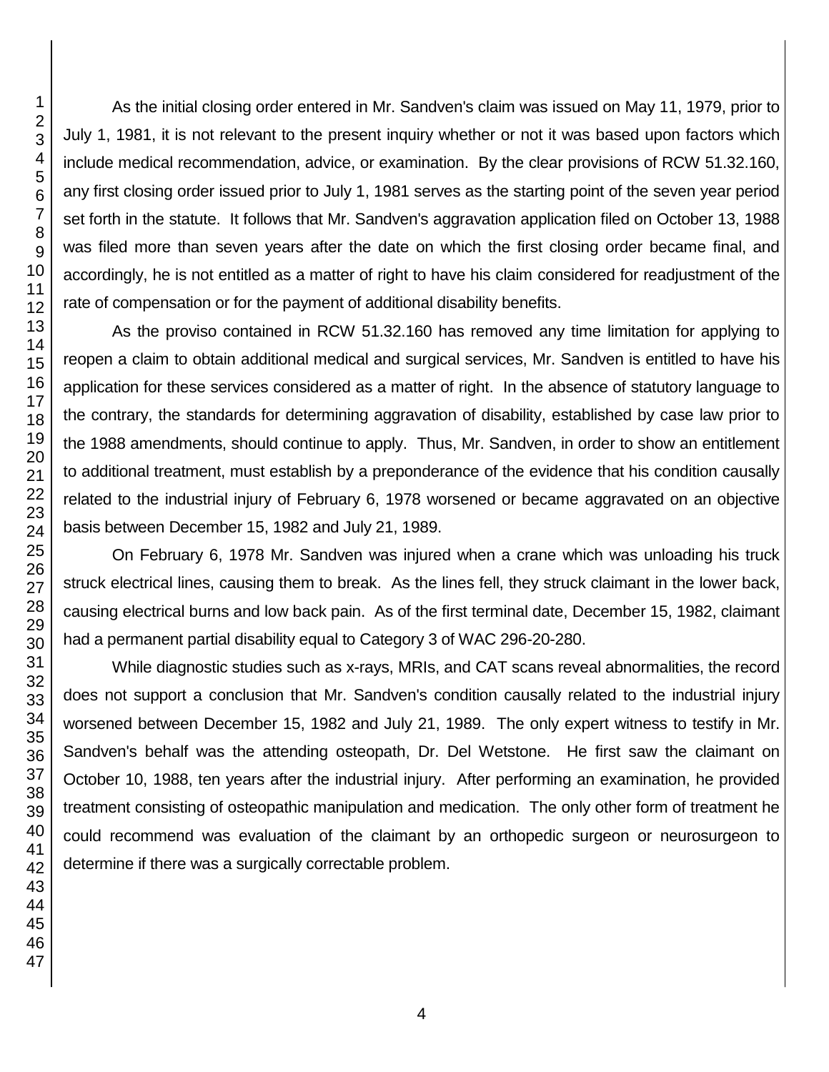As the initial closing order entered in Mr. Sandven's claim was issued on May 11, 1979, prior to July 1, 1981, it is not relevant to the present inquiry whether or not it was based upon factors which include medical recommendation, advice, or examination. By the clear provisions of RCW 51.32.160, any first closing order issued prior to July 1, 1981 serves as the starting point of the seven year period set forth in the statute. It follows that Mr. Sandven's aggravation application filed on October 13, 1988 was filed more than seven years after the date on which the first closing order became final, and accordingly, he is not entitled as a matter of right to have his claim considered for readjustment of the rate of compensation or for the payment of additional disability benefits.

As the proviso contained in RCW 51.32.160 has removed any time limitation for applying to reopen a claim to obtain additional medical and surgical services, Mr. Sandven is entitled to have his application for these services considered as a matter of right. In the absence of statutory language to the contrary, the standards for determining aggravation of disability, established by case law prior to the 1988 amendments, should continue to apply. Thus, Mr. Sandven, in order to show an entitlement to additional treatment, must establish by a preponderance of the evidence that his condition causally related to the industrial injury of February 6, 1978 worsened or became aggravated on an objective basis between December 15, 1982 and July 21, 1989.

On February 6, 1978 Mr. Sandven was injured when a crane which was unloading his truck struck electrical lines, causing them to break. As the lines fell, they struck claimant in the lower back, causing electrical burns and low back pain. As of the first terminal date, December 15, 1982, claimant had a permanent partial disability equal to Category 3 of WAC 296-20-280.

While diagnostic studies such as x-rays, MRIs, and CAT scans reveal abnormalities, the record does not support a conclusion that Mr. Sandven's condition causally related to the industrial injury worsened between December 15, 1982 and July 21, 1989. The only expert witness to testify in Mr. Sandven's behalf was the attending osteopath, Dr. Del Wetstone. He first saw the claimant on October 10, 1988, ten years after the industrial injury. After performing an examination, he provided treatment consisting of osteopathic manipulation and medication. The only other form of treatment he could recommend was evaluation of the claimant by an orthopedic surgeon or neurosurgeon to determine if there was a surgically correctable problem.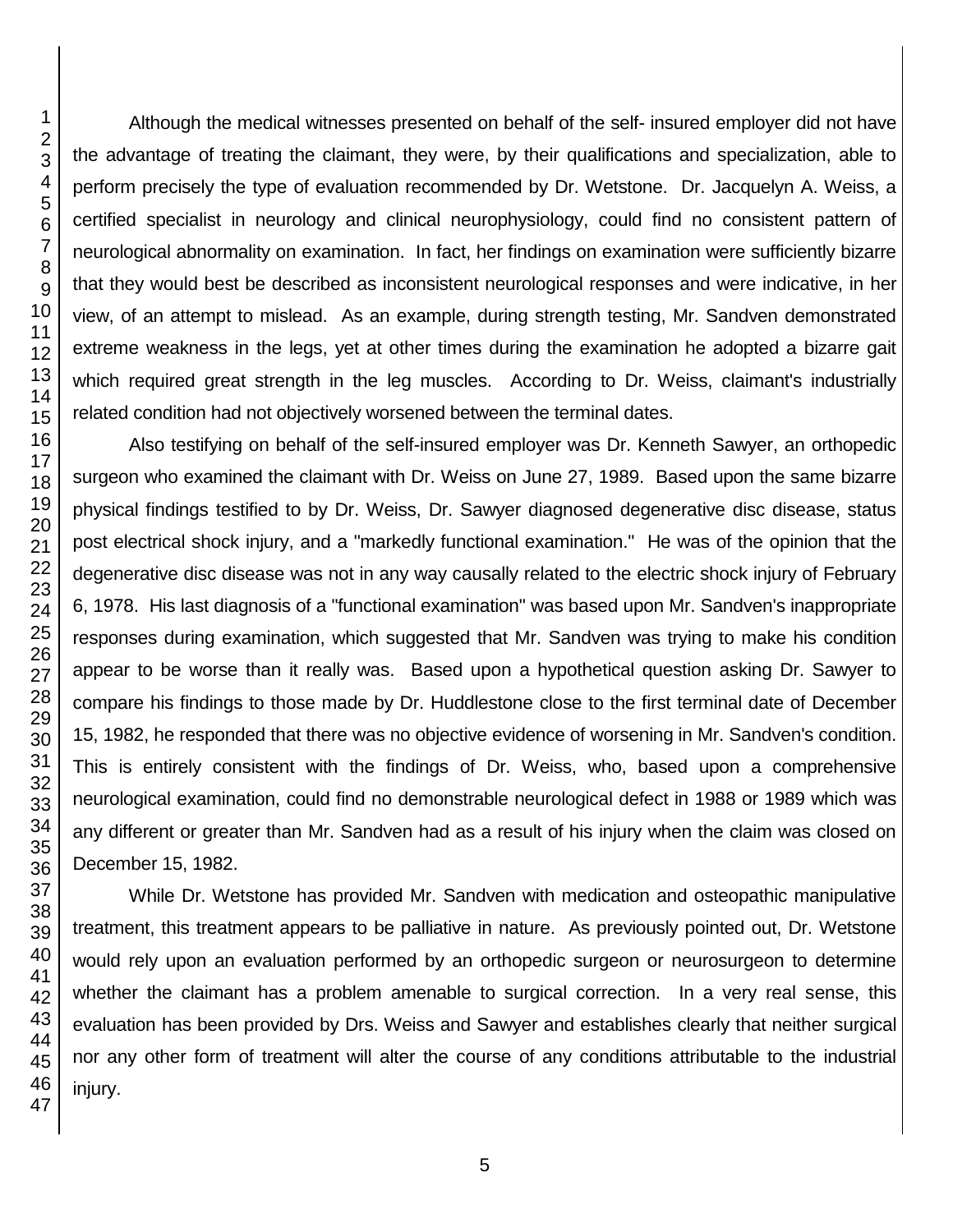Although the medical witnesses presented on behalf of the self- insured employer did not have the advantage of treating the claimant, they were, by their qualifications and specialization, able to perform precisely the type of evaluation recommended by Dr. Wetstone. Dr. Jacquelyn A. Weiss, a certified specialist in neurology and clinical neurophysiology, could find no consistent pattern of neurological abnormality on examination. In fact, her findings on examination were sufficiently bizarre that they would best be described as inconsistent neurological responses and were indicative, in her view, of an attempt to mislead. As an example, during strength testing, Mr. Sandven demonstrated extreme weakness in the legs, yet at other times during the examination he adopted a bizarre gait which required great strength in the leg muscles. According to Dr. Weiss, claimant's industrially related condition had not objectively worsened between the terminal dates.

Also testifying on behalf of the self-insured employer was Dr. Kenneth Sawyer, an orthopedic surgeon who examined the claimant with Dr. Weiss on June 27, 1989. Based upon the same bizarre physical findings testified to by Dr. Weiss, Dr. Sawyer diagnosed degenerative disc disease, status post electrical shock injury, and a "markedly functional examination." He was of the opinion that the degenerative disc disease was not in any way causally related to the electric shock injury of February 6, 1978. His last diagnosis of a "functional examination" was based upon Mr. Sandven's inappropriate responses during examination, which suggested that Mr. Sandven was trying to make his condition appear to be worse than it really was. Based upon a hypothetical question asking Dr. Sawyer to compare his findings to those made by Dr. Huddlestone close to the first terminal date of December 15, 1982, he responded that there was no objective evidence of worsening in Mr. Sandven's condition. This is entirely consistent with the findings of Dr. Weiss, who, based upon a comprehensive neurological examination, could find no demonstrable neurological defect in 1988 or 1989 which was any different or greater than Mr. Sandven had as a result of his injury when the claim was closed on December 15, 1982.

While Dr. Wetstone has provided Mr. Sandven with medication and osteopathic manipulative treatment, this treatment appears to be palliative in nature. As previously pointed out, Dr. Wetstone would rely upon an evaluation performed by an orthopedic surgeon or neurosurgeon to determine whether the claimant has a problem amenable to surgical correction. In a very real sense, this evaluation has been provided by Drs. Weiss and Sawyer and establishes clearly that neither surgical nor any other form of treatment will alter the course of any conditions attributable to the industrial injury.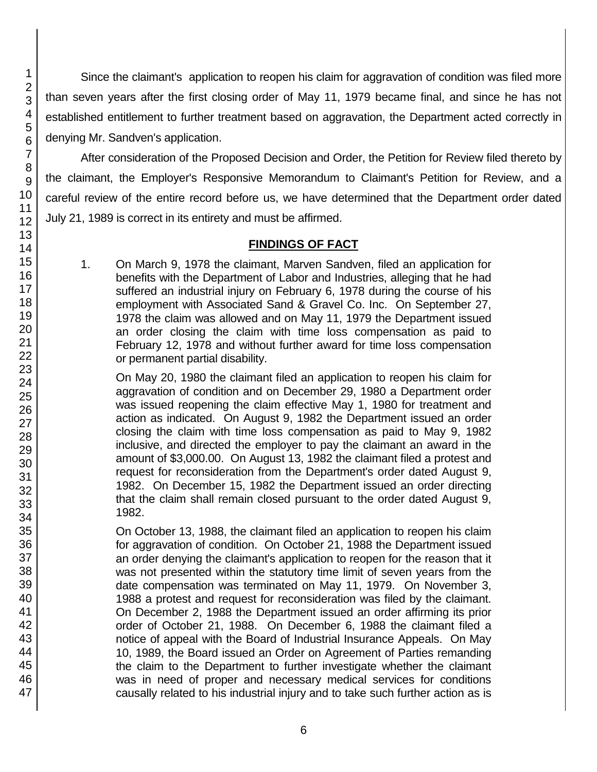Since the claimant's application to reopen his claim for aggravation of condition was filed more than seven years after the first closing order of May 11, 1979 became final, and since he has not established entitlement to further treatment based on aggravation, the Department acted correctly in denying Mr. Sandven's application.

After consideration of the Proposed Decision and Order, the Petition for Review filed thereto by the claimant, the Employer's Responsive Memorandum to Claimant's Petition for Review, and a careful review of the entire record before us, we have determined that the Department order dated July 21, 1989 is correct in its entirety and must be affirmed.

## FINDINGS OF FACT

1. On March 9, 1978 the claimant, Marven Sandven, filed an application for benefits with the Department of Labor and Industries, alleging that he had suffered an industrial injury on February 6, 1978 during the course of his employment with Associated Sand & Gravel Co. Inc. On September 27, 1978 the claim was allowed and on May 11, 1979 the Department issued an order closing the claim with time loss compensation as paid to February 12, 1978 and without further award for time loss compensation or permanent partial disability.

   On May 20, 1980 the claimant filed an application to reopen his claim for aggravation of condition and on December 29, 1980 a Department order was issued reopening the claim effective May 1, 1980 for treatment and action as indicated. On August 9, 1982 the Department issued an order closing the claim with time loss compensation as paid to May 9, 1982 inclusive, and directed the employer to pay the claimant an award in the amount of $3,000.00. On August 13, 1982 the claimant filed a protest and request for reconsideration from the Department's order dated August 9, 1982. On December 15, 1982 the Department issued an order directing that the claim shall remain closed pursuant to the order dated August 9, 1982.

   On October 13, 1988, the claimant filed an application to reopen his claim for aggravation of condition. On October 21, 1988 the Department issued an order denying the claimant's application to reopen for the reason that it was not presented within the statutory time limit of seven years from the date compensation was terminated on May 11, 1979. On November 3, 1988 a protest and request for reconsideration was filed by the claimant. On December 2, 1988 the Department issued an order affirming its prior order of October 21, 1988. On December 6, 1988 the claimant filed a notice of appeal with the Board of Industrial Insurance Appeals. On May 10, 1989, the Board issued an Order on Agreement of Parties remanding the claim to the Department to further investigate whether the claimant was in need of proper and necessary medical services for conditions causally related to his industrial injury and to take such further action as is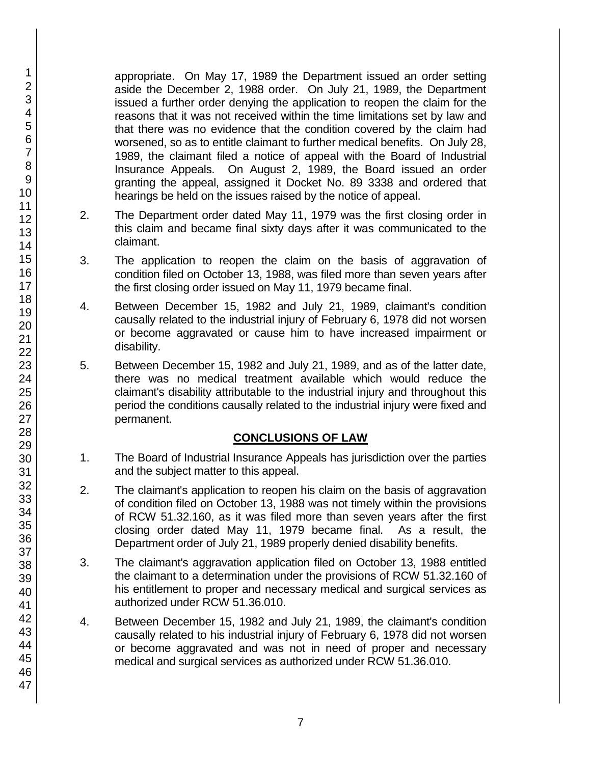appropriate. On May 17, 1989 the Department issued an order setting aside the December 2, 1988 order. On July 21, 1989, the Department issued a further order denying the application to reopen the claim for the reasons that it was not received within the time limitations set by law and that there was no evidence that the condition covered by the claim had worsened, so as to entitle claimant to further medical benefits. On July 28, 1989, the claimant filed a notice of appeal with the Board of Industrial Insurance Appeals. On August 2, 1989, the Board issued an order granting the appeal, assigned it Docket No. 89 3338 and ordered that hearings be held on the issues raised by the notice of appeal.

2. The Department order dated May 11, 1979 was the first closing order in this claim and became final sixty days after it was communicated to the claimant.

3. The application to reopen the claim on the basis of aggravation of condition filed on October 13, 1988, was filed more than seven years after the first closing order issued on May 11, 1979 became final.

4. Between December 15, 1982 and July 21, 1989, claimant's condition causally related to the industrial injury of February 6, 1978 did not worsen or become aggravated or cause him to have increased impairment or disability.

5. Between December 15, 1982 and July 21, 1989, and as of the latter date, there was no medical treatment available which would reduce the claimant's disability attributable to the industrial injury and throughout this period the conditions causally related to the industrial injury were fixed and permanent.

## CONCLUSIONS OF LAW

1. The Board of Industrial Insurance Appeals has jurisdiction over the parties and the subject matter to this appeal.

2. The claimant's application to reopen his claim on the basis of aggravation of condition filed on October 13, 1988 was not timely within the provisions of RCW 51.32.160, as it was filed more than seven years after the first closing order dated May 11, 1979 became final. As a result, the Department order of July 21, 1989 properly denied disability benefits.

3. The claimant's aggravation application filed on October 13, 1988 entitled the claimant to a determination under the provisions of RCW 51.32.160 of his entitlement to proper and necessary medical and surgical services as authorized under RCW 51.36.010.

4. Between December 15, 1982 and July 21, 1989, the claimant's condition causally related to his industrial injury of February 6, 1978 did not worsen or become aggravated and was not in need of proper and necessary medical and surgical services as authorized under RCW 51.36.010.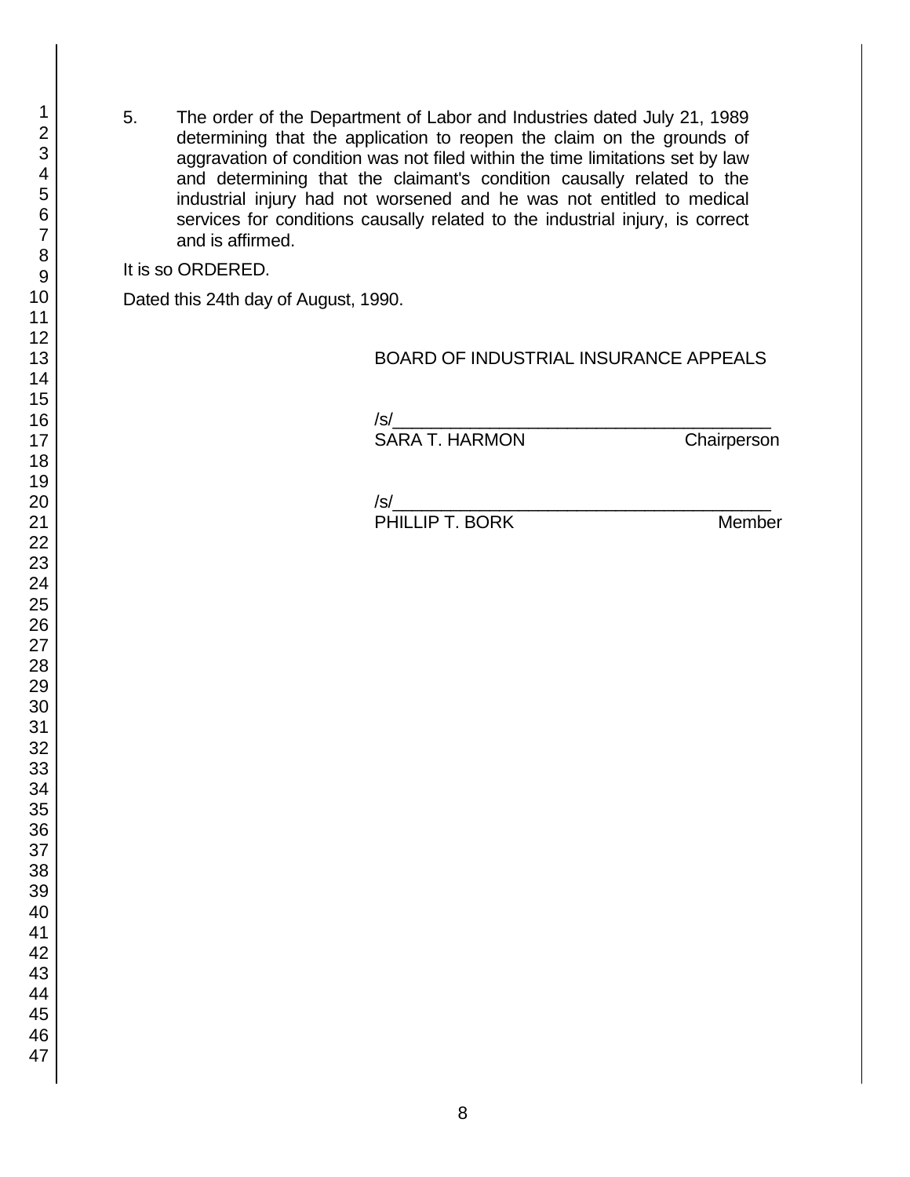5. The order of the Department of Labor and Industries dated July 21, 1989 determining that the application to reopen the claim on the grounds of aggravation of condition was not filed within the time limitations set by law and determining that the claimant's condition causally related to the industrial injury had not worsened and he was not entitled to medical services for conditions causally related to the industrial injury, is correct and is affirmed.

It is so ORDERED.

Dated this 24th day of August, 1990.

BOARD OF INDUSTRIAL INSURANCE APPEALS

/s/________________________________________
SARA T. HARMON Chairperson

/s/________________________________________
PHILLIP T. BORK Member